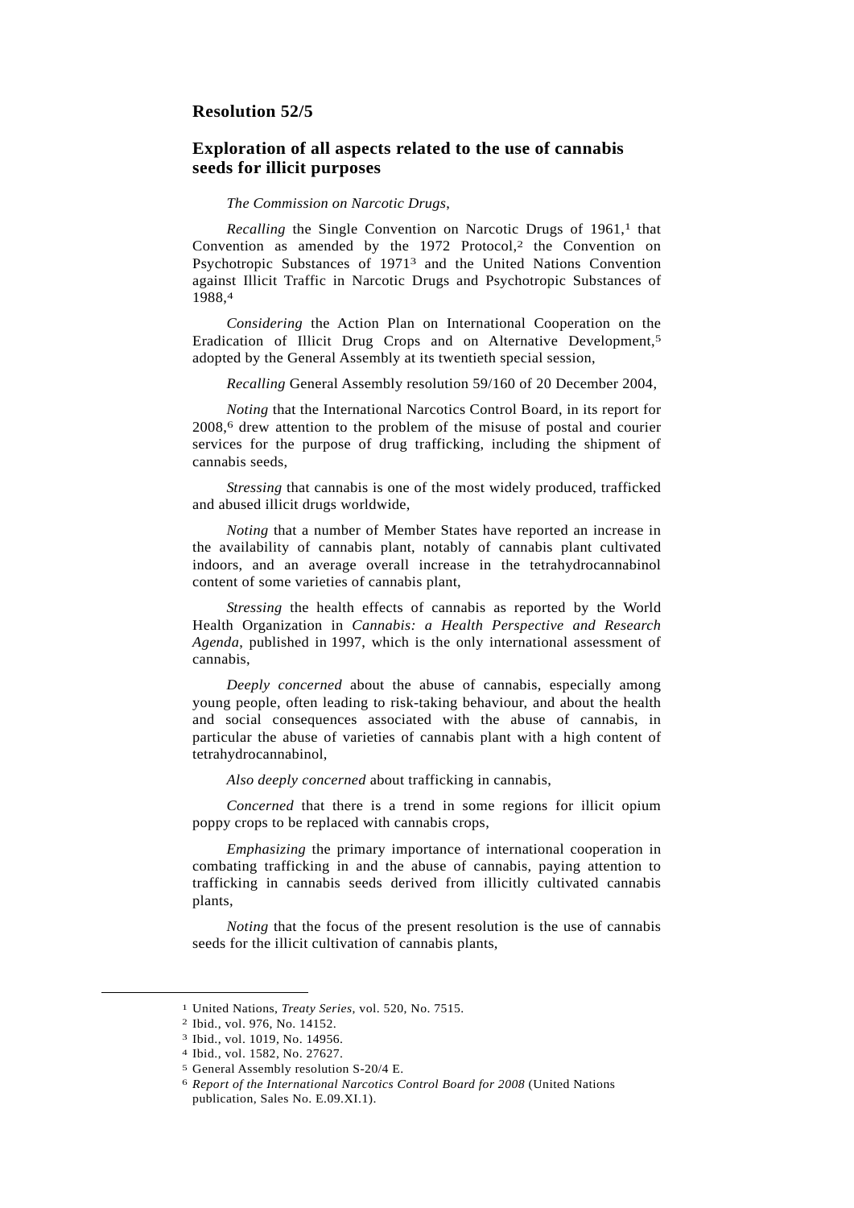## Resolution 52/5

### Exploration of all aspects related to the use of cannabis seeds for illicit purposes

*The Commission on Narcotic Drugs*,

*Recalling* the Single Convention on Narcotic Drugs of 1961,[1] that Convention as amended by the 1972 Protocol,[2] the Convention on Psychotropic Substances of 1971[3] and the United Nations Convention against Illicit Traffic in Narcotic Drugs and Psychotropic Substances of 1988,[4]

*Considering* the Action Plan on International Cooperation on the Eradication of Illicit Drug Crops and on Alternative Development,[5] adopted by the General Assembly at its twentieth special session,

*Recalling* General Assembly resolution 59/160 of 20 December 2004,

*Noting* that the International Narcotics Control Board, in its report for 2008,[6] drew attention to the problem of the misuse of postal and courier services for the purpose of drug trafficking, including the shipment of cannabis seeds,

*Stressing* that cannabis is one of the most widely produced, trafficked and abused illicit drugs worldwide,

*Noting* that a number of Member States have reported an increase in the availability of cannabis plant, notably of cannabis plant cultivated indoors, and an average overall increase in the tetrahydrocannabinol content of some varieties of cannabis plant,

*Stressing* the health effects of cannabis as reported by the World Health Organization in *Cannabis: a Health Perspective and Research Agenda*, published in 1997, which is the only international assessment of cannabis,

*Deeply concerned* about the abuse of cannabis, especially among young people, often leading to risk-taking behaviour, and about the health and social consequences associated with the abuse of cannabis, in particular the abuse of varieties of cannabis plant with a high content of tetrahydrocannabinol,

*Also deeply concerned* about trafficking in cannabis,

*Concerned* that there is a trend in some regions for illicit opium poppy crops to be replaced with cannabis crops,

*Emphasizing* the primary importance of international cooperation in combating trafficking in and the abuse of cannabis, paying attention to trafficking in cannabis seeds derived from illicitly cultivated cannabis plants,

*Noting* that the focus of the present resolution is the use of cannabis seeds for the illicit cultivation of cannabis plants,

---

[1] United Nations, *Treaty Series*, vol. 520, No. 7515.

[2] Ibid., vol. 976, No. 14152.

[3] Ibid., vol. 1019, No. 14956.

[4] Ibid., vol. 1582, No. 27627.

[5] General Assembly resolution S-20/4 E.

[6] *Report of the International Narcotics Control Board for 2008* (United Nations publication, Sales No. E.09.XI.1).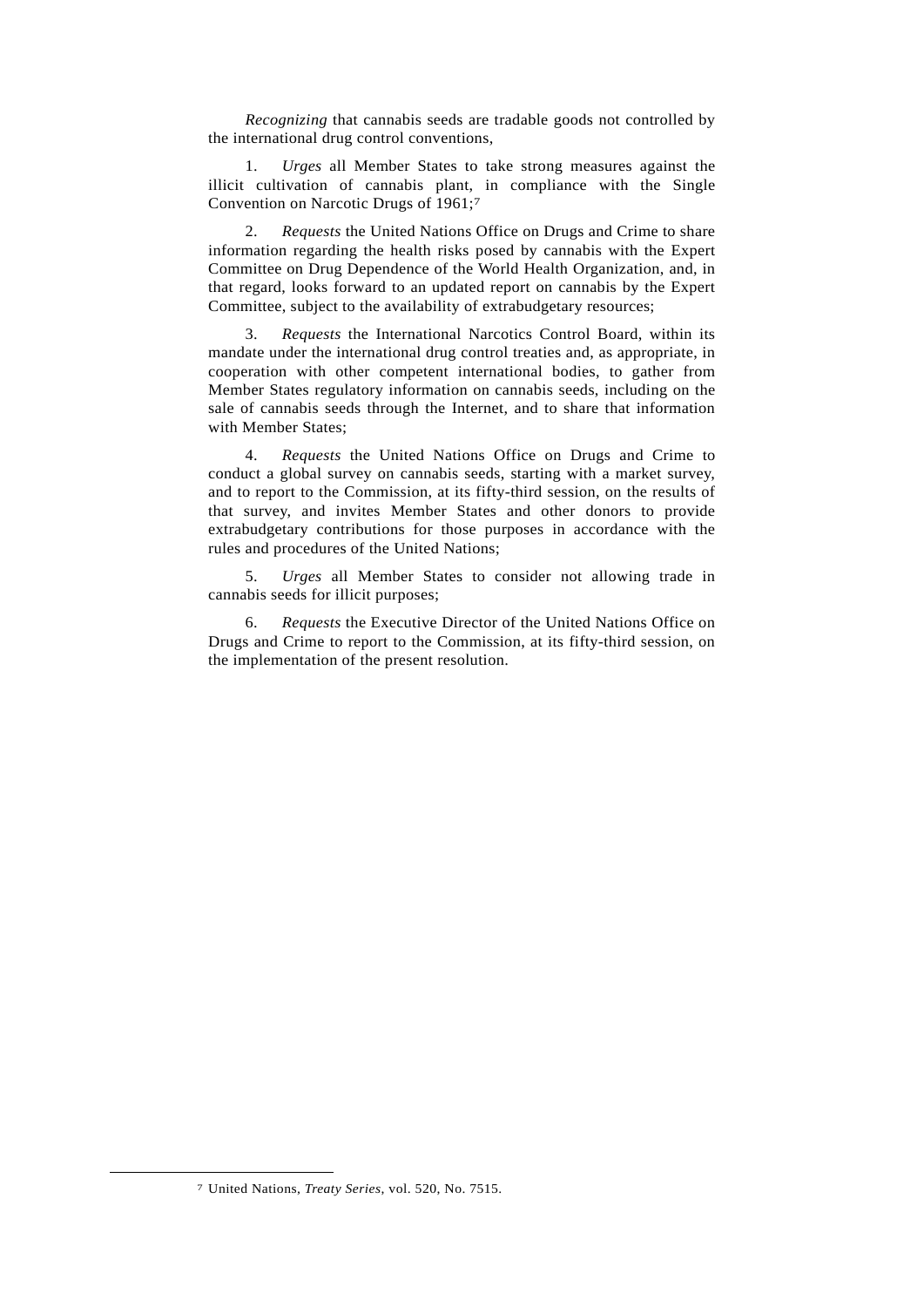*Recognizing* that cannabis seeds are tradable goods not controlled by the international drug control conventions,

1. *Urges* all Member States to take strong measures against the illicit cultivation of cannabis plant, in compliance with the Single Convention on Narcotic Drugs of 1961;[7]

2. *Requests* the United Nations Office on Drugs and Crime to share information regarding the health risks posed by cannabis with the Expert Committee on Drug Dependence of the World Health Organization, and, in that regard, looks forward to an updated report on cannabis by the Expert Committee, subject to the availability of extrabudgetary resources;

3. *Requests* the International Narcotics Control Board, within its mandate under the international drug control treaties and, as appropriate, in cooperation with other competent international bodies, to gather from Member States regulatory information on cannabis seeds, including on the sale of cannabis seeds through the Internet, and to share that information with Member States;

4. *Requests* the United Nations Office on Drugs and Crime to conduct a global survey on cannabis seeds, starting with a market survey, and to report to the Commission, at its fifty-third session, on the results of that survey, and invites Member States and other donors to provide extrabudgetary contributions for those purposes in accordance with the rules and procedures of the United Nations;

5. *Urges* all Member States to consider not allowing trade in cannabis seeds for illicit purposes;

6. *Requests* the Executive Director of the United Nations Office on Drugs and Crime to report to the Commission, at its fifty-third session, on the implementation of the present resolution.

---

[7] United Nations, *Treaty Series*, vol. 520, No. 7515.